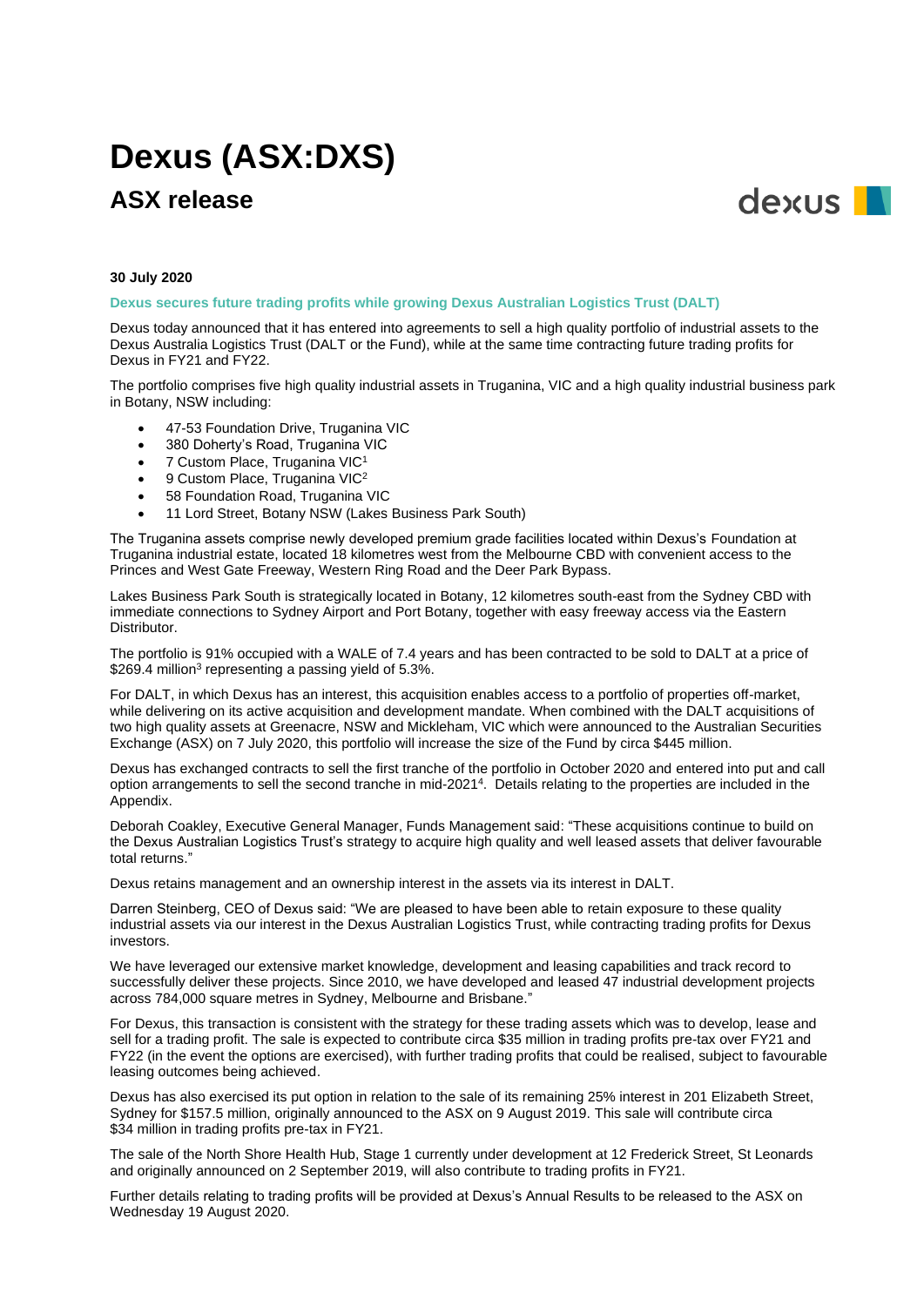# Dexus (ASX:DXS)

## ASX release

**30 July 2020**

**Dexus secures future trading profits while growing Dexus Australian Logistics Trust (DALT)**

Dexus today announced that it has entered into agreements to sell a high quality portfolio of industrial assets to the Dexus Australia Logistics Trust (DALT or the Fund), while at the same time contracting future trading profits for Dexus in FY21 and FY22.

The portfolio comprises five high quality industrial assets in Truganina, VIC and a high quality industrial business park in Botany, NSW including:

- 47-53 Foundation Drive, Truganina VIC
- 380 Doherty's Road, Truganina VIC
- 7 Custom Place, Truganina VIC[1]
- 9 Custom Place, Truganina VIC[2]
- 58 Foundation Road, Truganina VIC
- 11 Lord Street, Botany NSW (Lakes Business Park South)

The Truganina assets comprise newly developed premium grade facilities located within Dexus's Foundation at Truganina industrial estate, located 18 kilometres west from the Melbourne CBD with convenient access to the Princes and West Gate Freeway, Western Ring Road and the Deer Park Bypass.

Lakes Business Park South is strategically located in Botany, 12 kilometres south-east from the Sydney CBD with immediate connections to Sydney Airport and Port Botany, together with easy freeway access via the Eastern Distributor.

The portfolio is 91% occupied with a WALE of 7.4 years and has been contracted to be sold to DALT at a price of $269.4 million[3] representing a passing yield of 5.3%.

For DALT, in which Dexus has an interest, this acquisition enables access to a portfolio of properties off-market, while delivering on its active acquisition and development mandate. When combined with the DALT acquisitions of two high quality assets at Greenacre, NSW and Mickleham, VIC which were announced to the Australian Securities Exchange (ASX) on 7 July 2020, this portfolio will increase the size of the Fund by circa $445 million.

Dexus has exchanged contracts to sell the first tranche of the portfolio in October 2020 and entered into put and call option arrangements to sell the second tranche in mid-2021[4]. Details relating to the properties are included in the Appendix.

Deborah Coakley, Executive General Manager, Funds Management said: "These acquisitions continue to build on the Dexus Australian Logistics Trust's strategy to acquire high quality and well leased assets that deliver favourable total returns."

Dexus retains management and an ownership interest in the assets via its interest in DALT.

Darren Steinberg, CEO of Dexus said: "We are pleased to have been able to retain exposure to these quality industrial assets via our interest in the Dexus Australian Logistics Trust, while contracting trading profits for Dexus investors.

We have leveraged our extensive market knowledge, development and leasing capabilities and track record to successfully deliver these projects. Since 2010, we have developed and leased 47 industrial development projects across 784,000 square metres in Sydney, Melbourne and Brisbane."

For Dexus, this transaction is consistent with the strategy for these trading assets which was to develop, lease and sell for a trading profit. The sale is expected to contribute circa $35 million in trading profits pre-tax over FY21 and FY22 (in the event the options are exercised), with further trading profits that could be realised, subject to favourable leasing outcomes being achieved.

Dexus has also exercised its put option in relation to the sale of its remaining 25% interest in 201 Elizabeth Street, Sydney for $157.5 million, originally announced to the ASX on 9 August 2019. This sale will contribute circa $34 million in trading profits pre-tax in FY21.

The sale of the North Shore Health Hub, Stage 1 currently under development at 12 Frederick Street, St Leonards and originally announced on 2 September 2019, will also contribute to trading profits in FY21.

Further details relating to trading profits will be provided at Dexus's Annual Results to be released to the ASX on Wednesday 19 August 2020.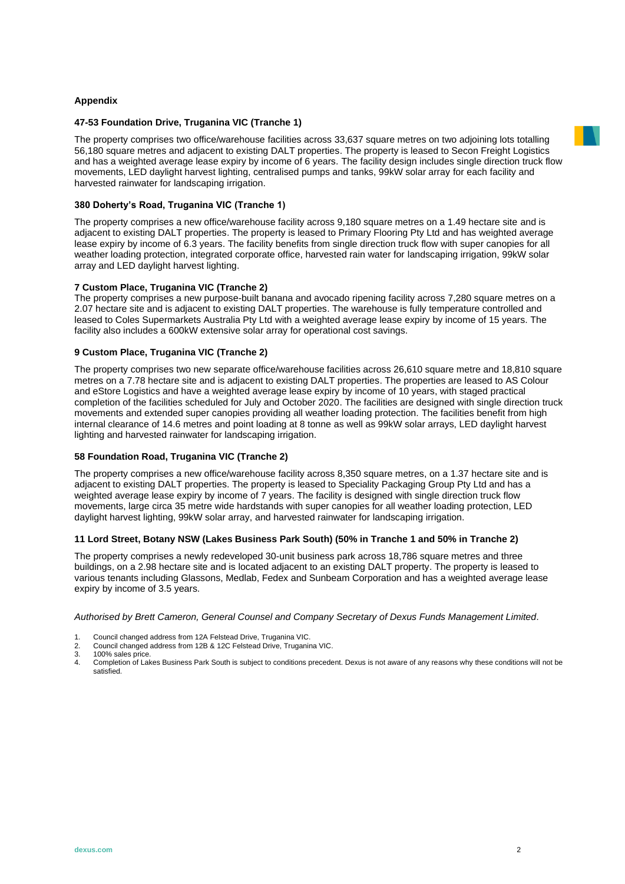## Appendix

### 47-53 Foundation Drive, Truganina VIC (Tranche 1)

The property comprises two office/warehouse facilities across 33,637 square metres on two adjoining lots totalling 56,180 square metres and adjacent to existing DALT properties. The property is leased to Secon Freight Logistics and has a weighted average lease expiry by income of 6 years. The facility design includes single direction truck flow movements, LED daylight harvest lighting, centralised pumps and tanks, 99kW solar array for each facility and harvested rainwater for landscaping irrigation.

### 380 Doherty's Road, Truganina VIC (Tranche 1)

The property comprises a new office/warehouse facility across 9,180 square metres on a 1.49 hectare site and is adjacent to existing DALT properties. The property is leased to Primary Flooring Pty Ltd and has weighted average lease expiry by income of 6.3 years. The facility benefits from single direction truck flow with super canopies for all weather loading protection, integrated corporate office, harvested rain water for landscaping irrigation, 99kW solar array and LED daylight harvest lighting.

### 7 Custom Place, Truganina VIC (Tranche 2)

The property comprises a new purpose-built banana and avocado ripening facility across 7,280 square metres on a 2.07 hectare site and is adjacent to existing DALT properties. The warehouse is fully temperature controlled and leased to Coles Supermarkets Australia Pty Ltd with a weighted average lease expiry by income of 15 years. The facility also includes a 600kW extensive solar array for operational cost savings.

### 9 Custom Place, Truganina VIC (Tranche 2)

The property comprises two new separate office/warehouse facilities across 26,610 square metre and 18,810 square metres on a 7.78 hectare site and is adjacent to existing DALT properties. The properties are leased to AS Colour and eStore Logistics and have a weighted average lease expiry by income of 10 years, with staged practical completion of the facilities scheduled for July and October 2020. The facilities are designed with single direction truck movements and extended super canopies providing all weather loading protection. The facilities benefit from high internal clearance of 14.6 metres and point loading at 8 tonne as well as 99kW solar arrays, LED daylight harvest lighting and harvested rainwater for landscaping irrigation.

### 58 Foundation Road, Truganina VIC (Tranche 2)

The property comprises a new office/warehouse facility across 8,350 square metres, on a 1.37 hectare site and is adjacent to existing DALT properties. The property is leased to Speciality Packaging Group Pty Ltd and has a weighted average lease expiry by income of 7 years. The facility is designed with single direction truck flow movements, large circa 35 metre wide hardstands with super canopies for all weather loading protection, LED daylight harvest lighting, 99kW solar array, and harvested rainwater for landscaping irrigation.

### 11 Lord Street, Botany NSW (Lakes Business Park South) (50% in Tranche 1 and 50% in Tranche 2)

The property comprises a newly redeveloped 30-unit business park across 18,786 square metres and three buildings, on a 2.98 hectare site and is located adjacent to an existing DALT property. The property is leased to various tenants including Glassons, Medlab, Fedex and Sunbeam Corporation and has a weighted average lease expiry by income of 3.5 years.

*Authorised by Brett Cameron, General Counsel and Company Secretary of Dexus Funds Management Limited.*

1. Council changed address from 12A Felstead Drive, Truganina VIC.
2. Council changed address from 12B & 12C Felstead Drive, Truganina VIC.
3. 100% sales price.
4. Completion of Lakes Business Park South is subject to conditions precedent. Dexus is not aware of any reasons why these conditions will not be satisfied.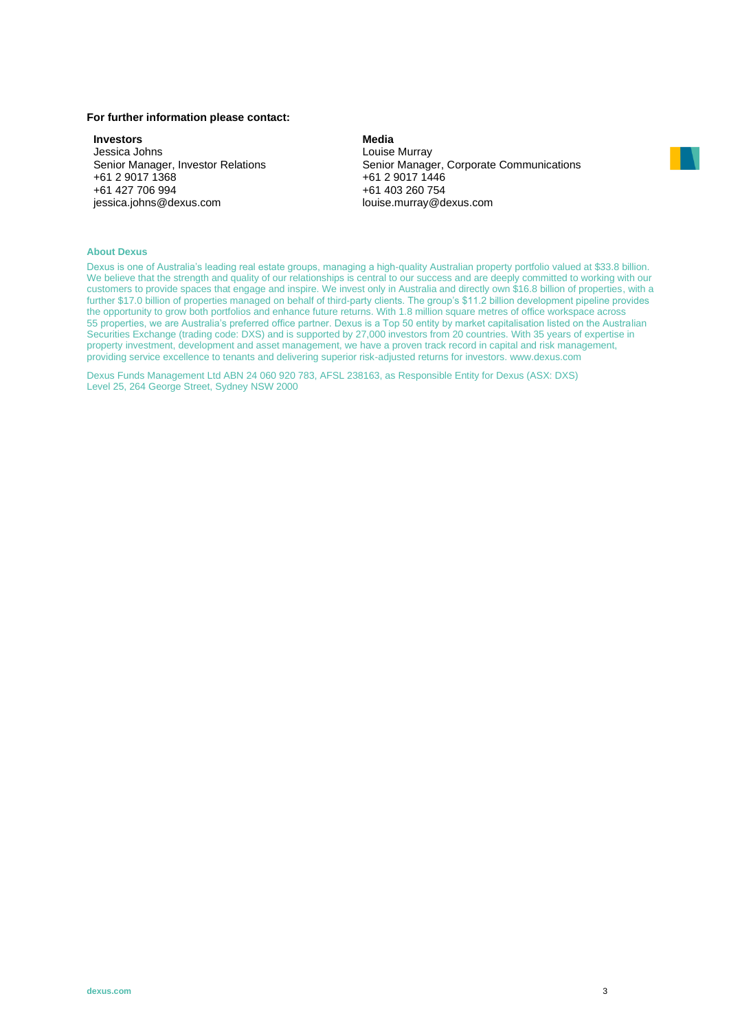**For further information please contact:**

**Investors**
Jessica Johns
Senior Manager, Investor Relations
+61 2 9017 1368
+61 427 706 994
jessica.johns@dexus.com

**Media**
Louise Murray
Senior Manager, Corporate Communications
+61 2 9017 1446
+61 403 260 754
louise.murray@dexus.com

**About Dexus**

Dexus is one of Australia's leading real estate groups, managing a high-quality Australian property portfolio valued at $33.8 billion. We believe that the strength and quality of our relationships is central to our success and are deeply committed to working with our customers to provide spaces that engage and inspire. We invest only in Australia and directly own $16.8 billion of properties, with a further $17.0 billion of properties managed on behalf of third-party clients. The group's $11.2 billion development pipeline provides the opportunity to grow both portfolios and enhance future returns. With 1.8 million square metres of office workspace across 55 properties, we are Australia's preferred office partner. Dexus is a Top 50 entity by market capitalisation listed on the Australian Securities Exchange (trading code: DXS) and is supported by 27,000 investors from 20 countries. With 35 years of expertise in property investment, development and asset management, we have a proven track record in capital and risk management, providing service excellence to tenants and delivering superior risk-adjusted returns for investors. www.dexus.com

Dexus Funds Management Ltd ABN 24 060 920 783, AFSL 238163, as Responsible Entity for Dexus (ASX: DXS)
Level 25, 264 George Street, Sydney NSW 2000